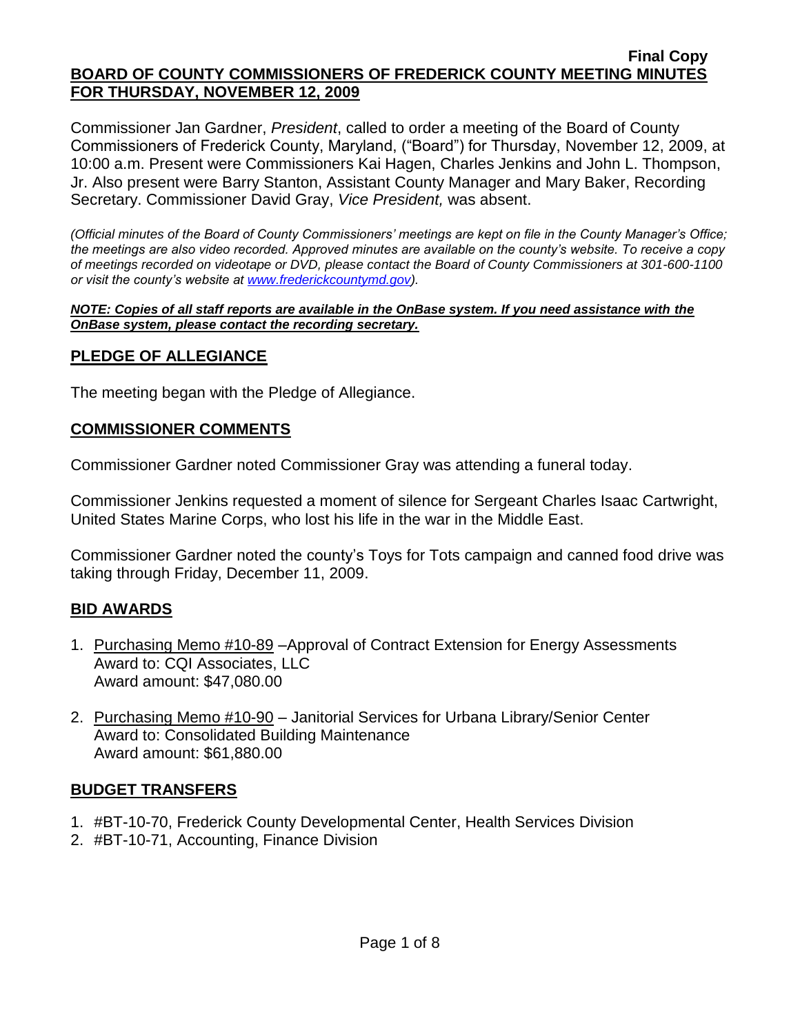**Final Copy**

**BOARD OF COUNTY COMMISSIONERS OF FREDERICK COUNTY MEETING MINUTES FOR THURSDAY, NOVEMBER 12, 2009**

Commissioner Jan Gardner, *President*, called to order a meeting of the Board of County Commissioners of Frederick County, Maryland, ("Board") for Thursday, November 12, 2009, at 10:00 a.m. Present were Commissioners Kai Hagen, Charles Jenkins and John L. Thompson, Jr. Also present were Barry Stanton, Assistant County Manager and Mary Baker, Recording Secretary. Commissioner David Gray, *Vice President,* was absent.

*(Official minutes of the Board of County Commissioners' meetings are kept on file in the County Manager's Office; the meetings are also video recorded. Approved minutes are available on the county's website. To receive a copy of meetings recorded on videotape or DVD, please contact the Board of County Commissioners at 301-600-1100 or visit the county's website at www.frederickcountymd.gov).*

***NOTE: Copies of all staff reports are available in the OnBase system. If you need assistance with the OnBase system, please contact the recording secretary.***

## PLEDGE OF ALLEGIANCE

The meeting began with the Pledge of Allegiance.

## COMMISSIONER COMMENTS

Commissioner Gardner noted Commissioner Gray was attending a funeral today.

Commissioner Jenkins requested a moment of silence for Sergeant Charles Isaac Cartwright, United States Marine Corps, who lost his life in the war in the Middle East.

Commissioner Gardner noted the county's Toys for Tots campaign and canned food drive was taking through Friday, December 11, 2009.

## BID AWARDS

1. Purchasing Memo #10-89 –Approval of Contract Extension for Energy Assessments
   Award to: CQI Associates, LLC
   Award amount: $47,080.00
2. Purchasing Memo #10-90 – Janitorial Services for Urbana Library/Senior Center
   Award to: Consolidated Building Maintenance
   Award amount: $61,880.00

## BUDGET TRANSFERS

1. #BT-10-70, Frederick County Developmental Center, Health Services Division
2. #BT-10-71, Accounting, Finance Division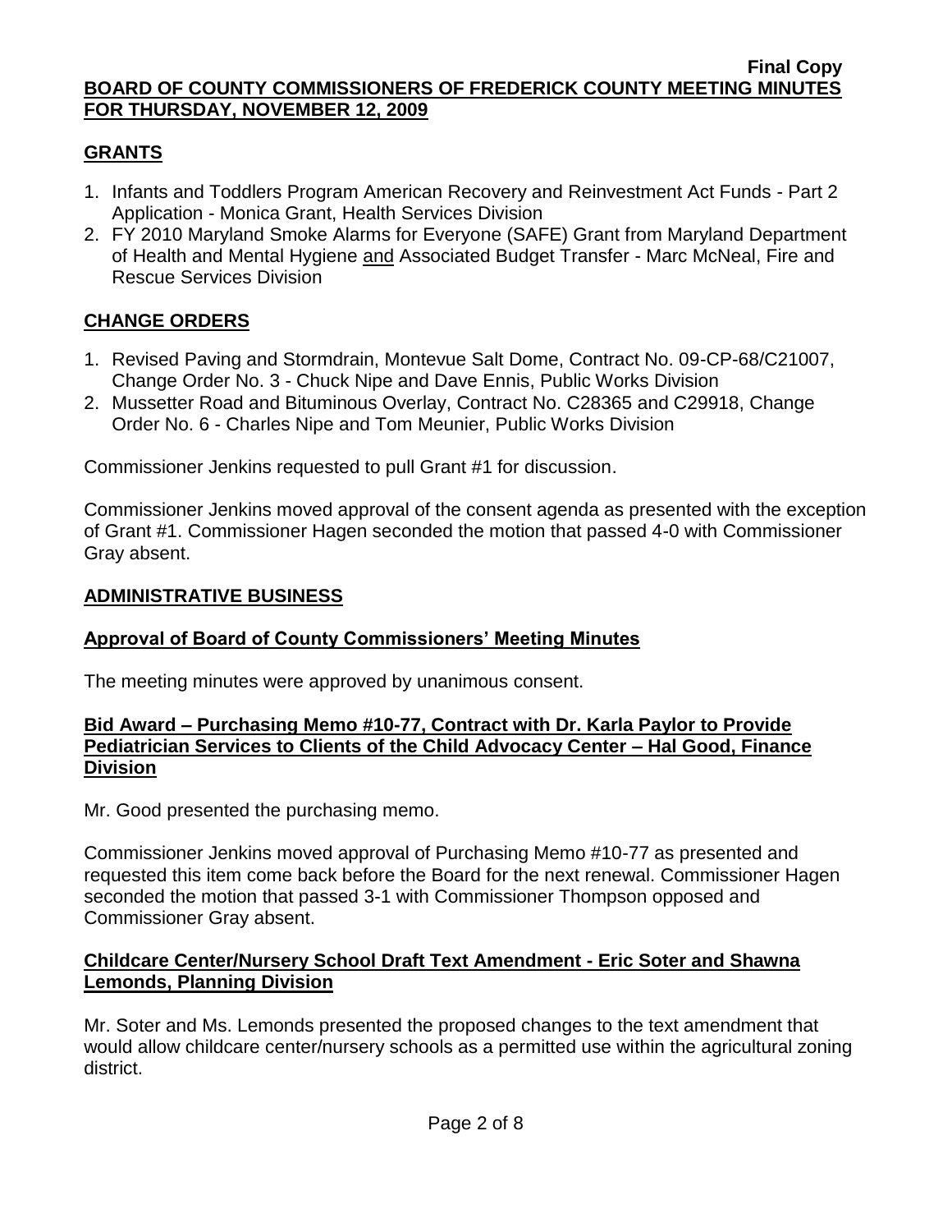## GRANTS

1. Infants and Toddlers Program American Recovery and Reinvestment Act Funds - Part 2 Application - Monica Grant, Health Services Division
2. FY 2010 Maryland Smoke Alarms for Everyone (SAFE) Grant from Maryland Department of Health and Mental Hygiene and Associated Budget Transfer - Marc McNeal, Fire and Rescue Services Division

## CHANGE ORDERS

1. Revised Paving and Stormdrain, Montevue Salt Dome, Contract No. 09-CP-68/C21007, Change Order No. 3 - Chuck Nipe and Dave Ennis, Public Works Division
2. Mussetter Road and Bituminous Overlay, Contract No. C28365 and C29918, Change Order No. 6 - Charles Nipe and Tom Meunier, Public Works Division

Commissioner Jenkins requested to pull Grant #1 for discussion.

Commissioner Jenkins moved approval of the consent agenda as presented with the exception of Grant #1. Commissioner Hagen seconded the motion that passed 4-0 with Commissioner Gray absent.

## ADMINISTRATIVE BUSINESS

### Approval of Board of County Commissioners' Meeting Minutes

The meeting minutes were approved by unanimous consent.

### Bid Award – Purchasing Memo #10-77, Contract with Dr. Karla Paylor to Provide Pediatrician Services to Clients of the Child Advocacy Center – Hal Good, Finance Division

Mr. Good presented the purchasing memo.

Commissioner Jenkins moved approval of Purchasing Memo #10-77 as presented and requested this item come back before the Board for the next renewal. Commissioner Hagen seconded the motion that passed 3-1 with Commissioner Thompson opposed and Commissioner Gray absent.

### Childcare Center/Nursery School Draft Text Amendment - Eric Soter and Shawna Lemonds, Planning Division

Mr. Soter and Ms. Lemonds presented the proposed changes to the text amendment that would allow childcare center/nursery schools as a permitted use within the agricultural zoning district.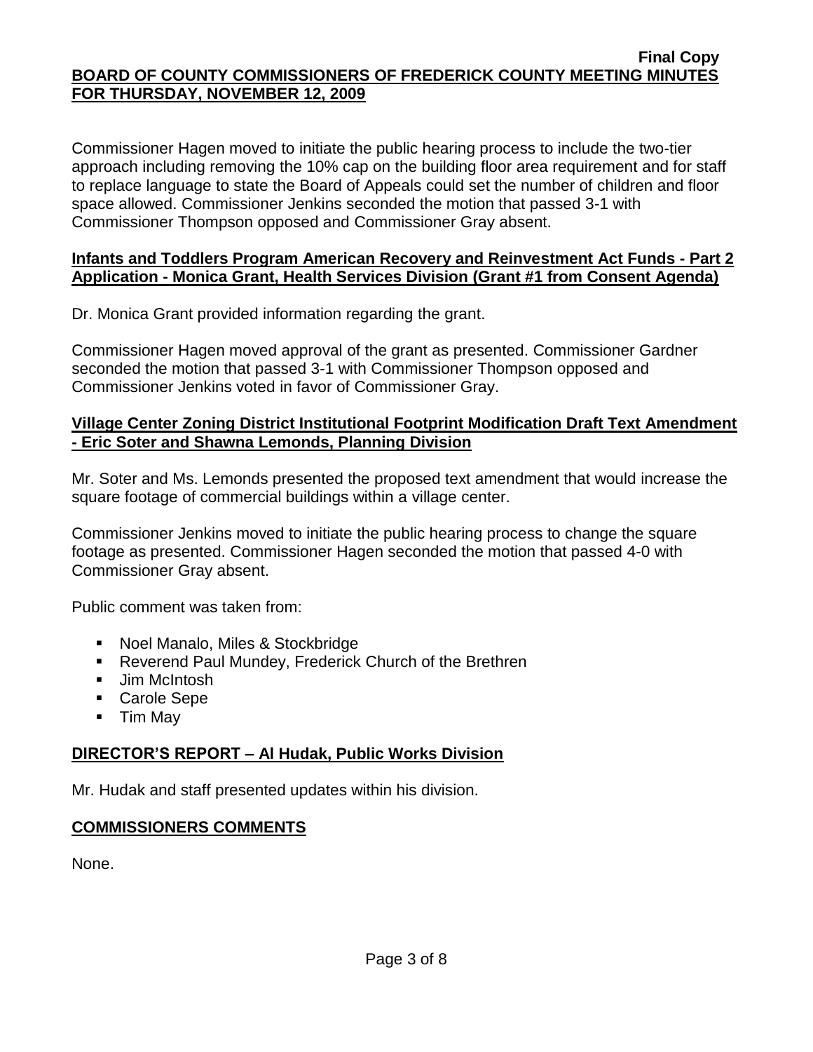Commissioner Hagen moved to initiate the public hearing process to include the two-tier approach including removing the 10% cap on the building floor area requirement and for staff to replace language to state the Board of Appeals could set the number of children and floor space allowed. Commissioner Jenkins seconded the motion that passed 3-1 with Commissioner Thompson opposed and Commissioner Gray absent.

**Infants and Toddlers Program American Recovery and Reinvestment Act Funds - Part 2 Application - Monica Grant, Health Services Division (Grant #1 from Consent Agenda)**

Dr. Monica Grant provided information regarding the grant.

Commissioner Hagen moved approval of the grant as presented. Commissioner Gardner seconded the motion that passed 3-1 with Commissioner Thompson opposed and Commissioner Jenkins voted in favor of Commissioner Gray.

**Village Center Zoning District Institutional Footprint Modification Draft Text Amendment - Eric Soter and Shawna Lemonds, Planning Division**

Mr. Soter and Ms. Lemonds presented the proposed text amendment that would increase the square footage of commercial buildings within a village center.

Commissioner Jenkins moved to initiate the public hearing process to change the square footage as presented. Commissioner Hagen seconded the motion that passed 4-0 with Commissioner Gray absent.

Public comment was taken from:

- Noel Manalo, Miles & Stockbridge
- Reverend Paul Mundey, Frederick Church of the Brethren
- Jim McIntosh
- Carole Sepe
- Tim May

**DIRECTOR'S REPORT – Al Hudak, Public Works Division**

Mr. Hudak and staff presented updates within his division.

**COMMISSIONERS COMMENTS**

None.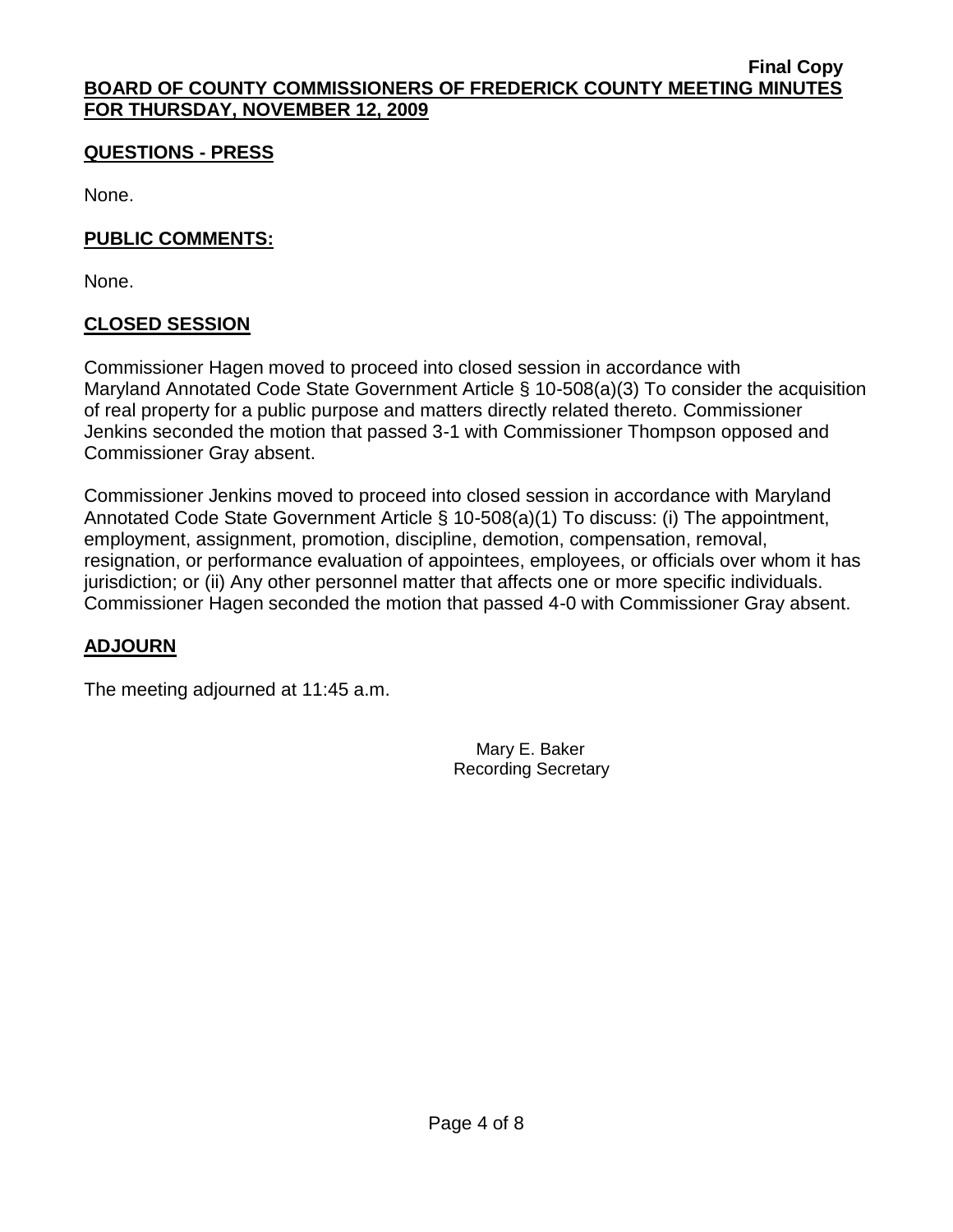## QUESTIONS - PRESS

None.

## PUBLIC COMMENTS:

None.

## CLOSED SESSION

Commissioner Hagen moved to proceed into closed session in accordance with Maryland Annotated Code State Government Article § 10-508(a)(3) To consider the acquisition of real property for a public purpose and matters directly related thereto. Commissioner Jenkins seconded the motion that passed 3-1 with Commissioner Thompson opposed and Commissioner Gray absent.

Commissioner Jenkins moved to proceed into closed session in accordance with Maryland Annotated Code State Government Article § 10-508(a)(1) To discuss: (i) The appointment, employment, assignment, promotion, discipline, demotion, compensation, removal, resignation, or performance evaluation of appointees, employees, or officials over whom it has jurisdiction; or (ii) Any other personnel matter that affects one or more specific individuals. Commissioner Hagen seconded the motion that passed 4-0 with Commissioner Gray absent.

## ADJOURN

The meeting adjourned at 11:45 a.m.

Mary E. Baker
Recording Secretary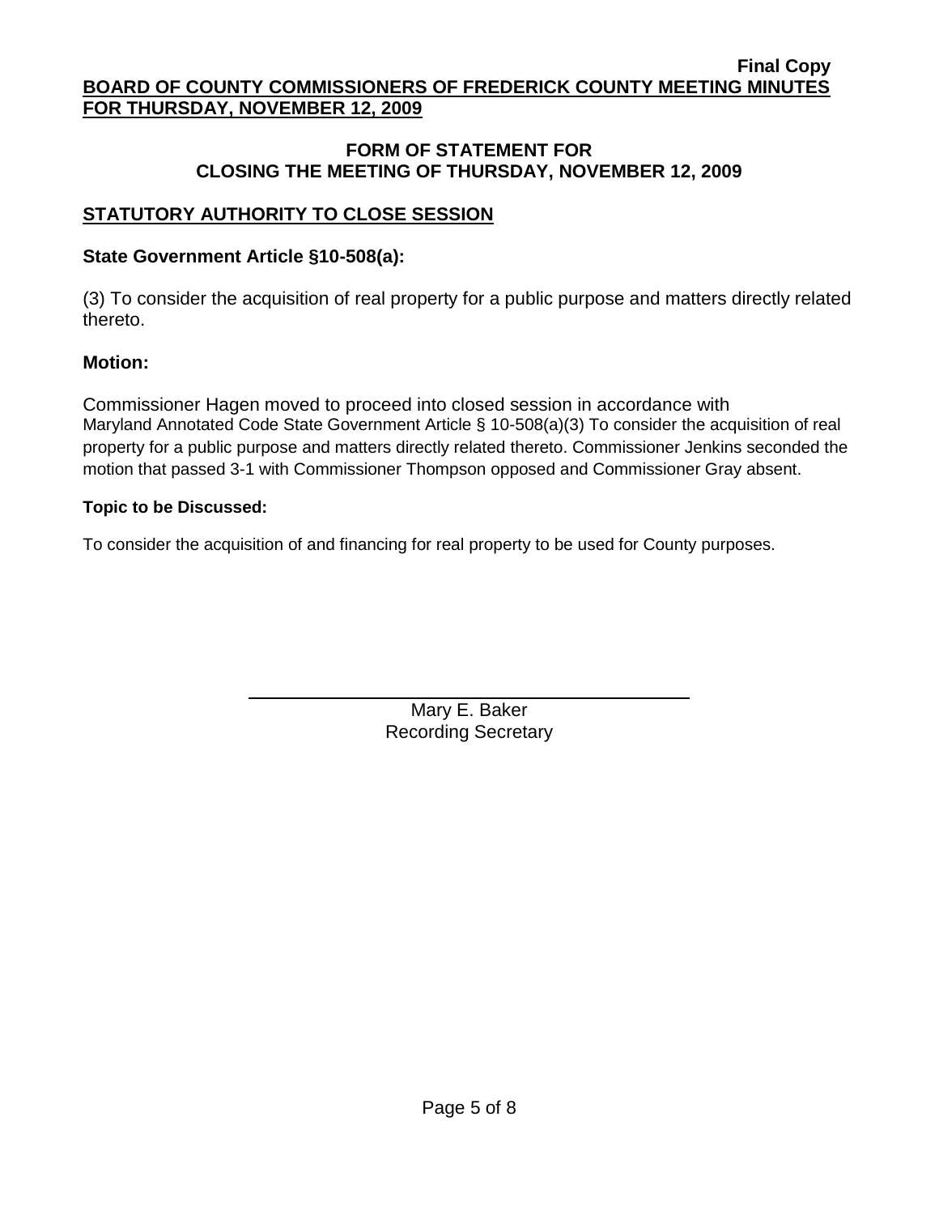**Final Copy**

**BOARD OF COUNTY COMMISSIONERS OF FREDERICK COUNTY MEETING MINUTES FOR THURSDAY, NOVEMBER 12, 2009**

## FORM OF STATEMENT FOR CLOSING THE MEETING OF THURSDAY, NOVEMBER 12, 2009

### STATUTORY AUTHORITY TO CLOSE SESSION

**State Government Article §10-508(a):**

(3) To consider the acquisition of real property for a public purpose and matters directly related thereto.

**Motion:**

Commissioner Hagen moved to proceed into closed session in accordance with Maryland Annotated Code State Government Article § 10-508(a)(3) To consider the acquisition of real property for a public purpose and matters directly related thereto. Commissioner Jenkins seconded the motion that passed 3-1 with Commissioner Thompson opposed and Commissioner Gray absent.

**Topic to be Discussed:**

To consider the acquisition of and financing for real property to be used for County purposes.

Mary E. Baker
Recording Secretary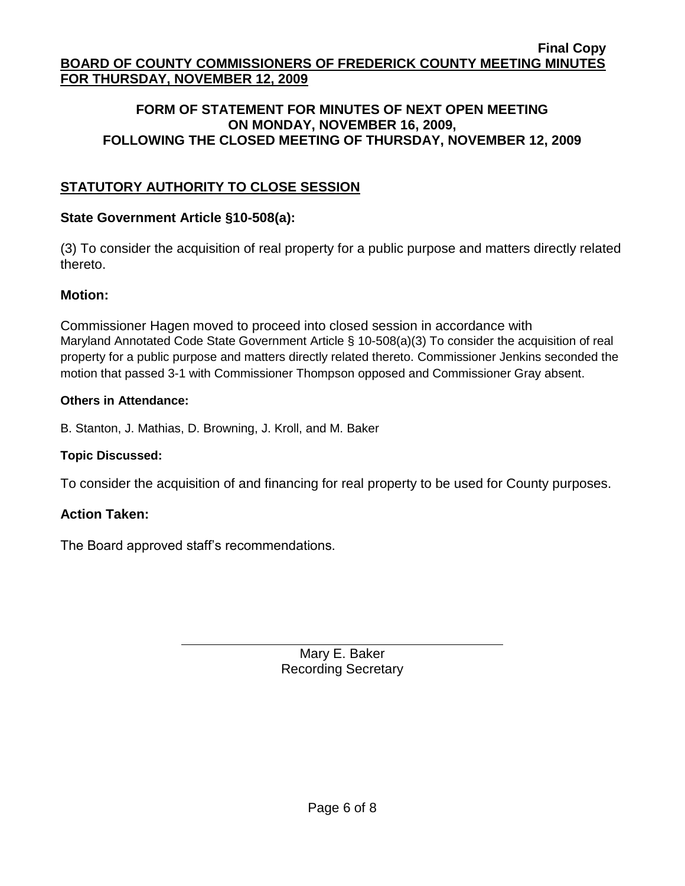**Final Copy**
**BOARD OF COUNTY COMMISSIONERS OF FREDERICK COUNTY MEETING MINUTES FOR THURSDAY, NOVEMBER 12, 2009**

**FORM OF STATEMENT FOR MINUTES OF NEXT OPEN MEETING ON MONDAY, NOVEMBER 16, 2009, FOLLOWING THE CLOSED MEETING OF THURSDAY, NOVEMBER 12, 2009**

## STATUTORY AUTHORITY TO CLOSE SESSION

**State Government Article §10-508(a):**

(3) To consider the acquisition of real property for a public purpose and matters directly related thereto.

**Motion:**

Commissioner Hagen moved to proceed into closed session in accordance with Maryland Annotated Code State Government Article § 10-508(a)(3) To consider the acquisition of real property for a public purpose and matters directly related thereto. Commissioner Jenkins seconded the motion that passed 3-1 with Commissioner Thompson opposed and Commissioner Gray absent.

**Others in Attendance:**

B. Stanton, J. Mathias, D. Browning, J. Kroll, and M. Baker

**Topic Discussed:**

To consider the acquisition of and financing for real property to be used for County purposes.

**Action Taken:**

The Board approved staff's recommendations.

Mary E. Baker
Recording Secretary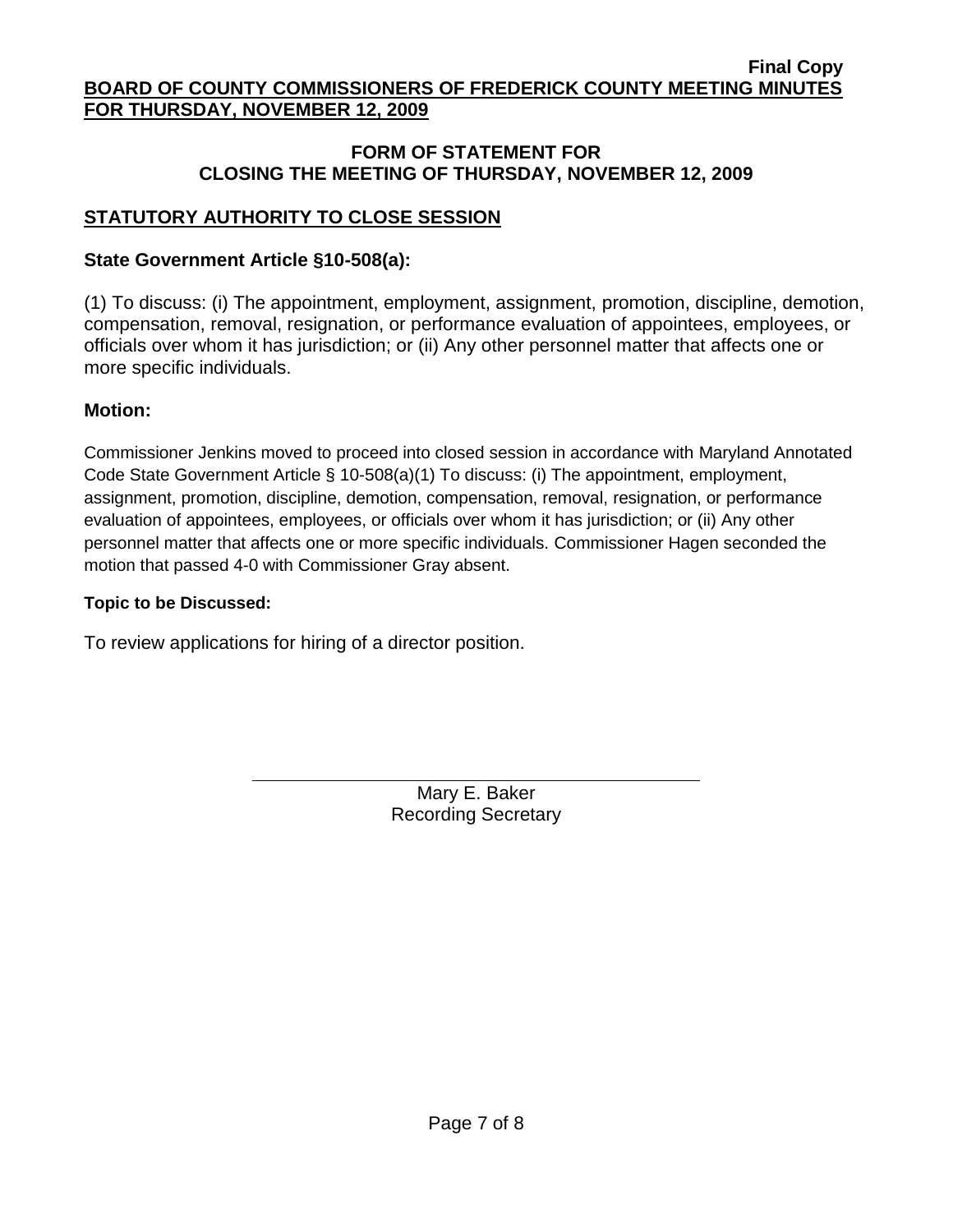**Final Copy**

**BOARD OF COUNTY COMMISSIONERS OF FREDERICK COUNTY MEETING MINUTES FOR THURSDAY, NOVEMBER 12, 2009**

## FORM OF STATEMENT FOR CLOSING THE MEETING OF THURSDAY, NOVEMBER 12, 2009

### STATUTORY AUTHORITY TO CLOSE SESSION

**State Government Article §10-508(a):**

(1) To discuss: (i) The appointment, employment, assignment, promotion, discipline, demotion, compensation, removal, resignation, or performance evaluation of appointees, employees, or officials over whom it has jurisdiction; or (ii) Any other personnel matter that affects one or more specific individuals.

**Motion:**

Commissioner Jenkins moved to proceed into closed session in accordance with Maryland Annotated Code State Government Article § 10-508(a)(1) To discuss: (i) The appointment, employment, assignment, promotion, discipline, demotion, compensation, removal, resignation, or performance evaluation of appointees, employees, or officials over whom it has jurisdiction; or (ii) Any other personnel matter that affects one or more specific individuals. Commissioner Hagen seconded the motion that passed 4-0 with Commissioner Gray absent.

**Topic to be Discussed:**

To review applications for hiring of a director position.

Mary E. Baker
Recording Secretary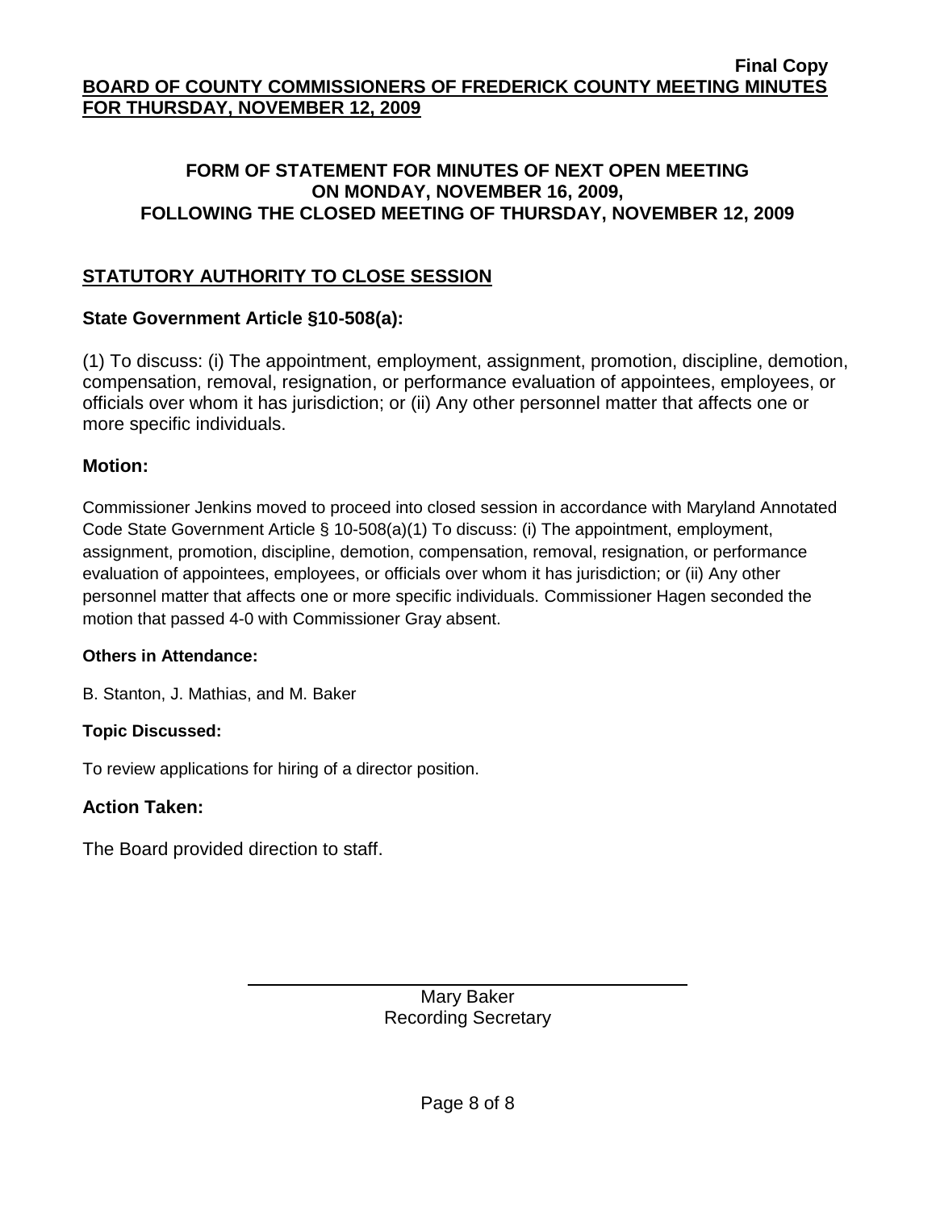**Final Copy**

**BOARD OF COUNTY COMMISSIONERS OF FREDERICK COUNTY MEETING MINUTES FOR THURSDAY, NOVEMBER 12, 2009**

## FORM OF STATEMENT FOR MINUTES OF NEXT OPEN MEETING ON MONDAY, NOVEMBER 16, 2009, FOLLOWING THE CLOSED MEETING OF THURSDAY, NOVEMBER 12, 2009

## STATUTORY AUTHORITY TO CLOSE SESSION

### State Government Article §10-508(a):

(1) To discuss: (i) The appointment, employment, assignment, promotion, discipline, demotion, compensation, removal, resignation, or performance evaluation of appointees, employees, or officials over whom it has jurisdiction; or (ii) Any other personnel matter that affects one or more specific individuals.

### Motion:

Commissioner Jenkins moved to proceed into closed session in accordance with Maryland Annotated Code State Government Article § 10-508(a)(1) To discuss: (i) The appointment, employment, assignment, promotion, discipline, demotion, compensation, removal, resignation, or performance evaluation of appointees, employees, or officials over whom it has jurisdiction; or (ii) Any other personnel matter that affects one or more specific individuals. Commissioner Hagen seconded the motion that passed 4-0 with Commissioner Gray absent.

**Others in Attendance:**

B. Stanton, J. Mathias, and M. Baker

**Topic Discussed:**

To review applications for hiring of a director position.

### Action Taken:

The Board provided direction to staff.

Mary Baker
Recording Secretary